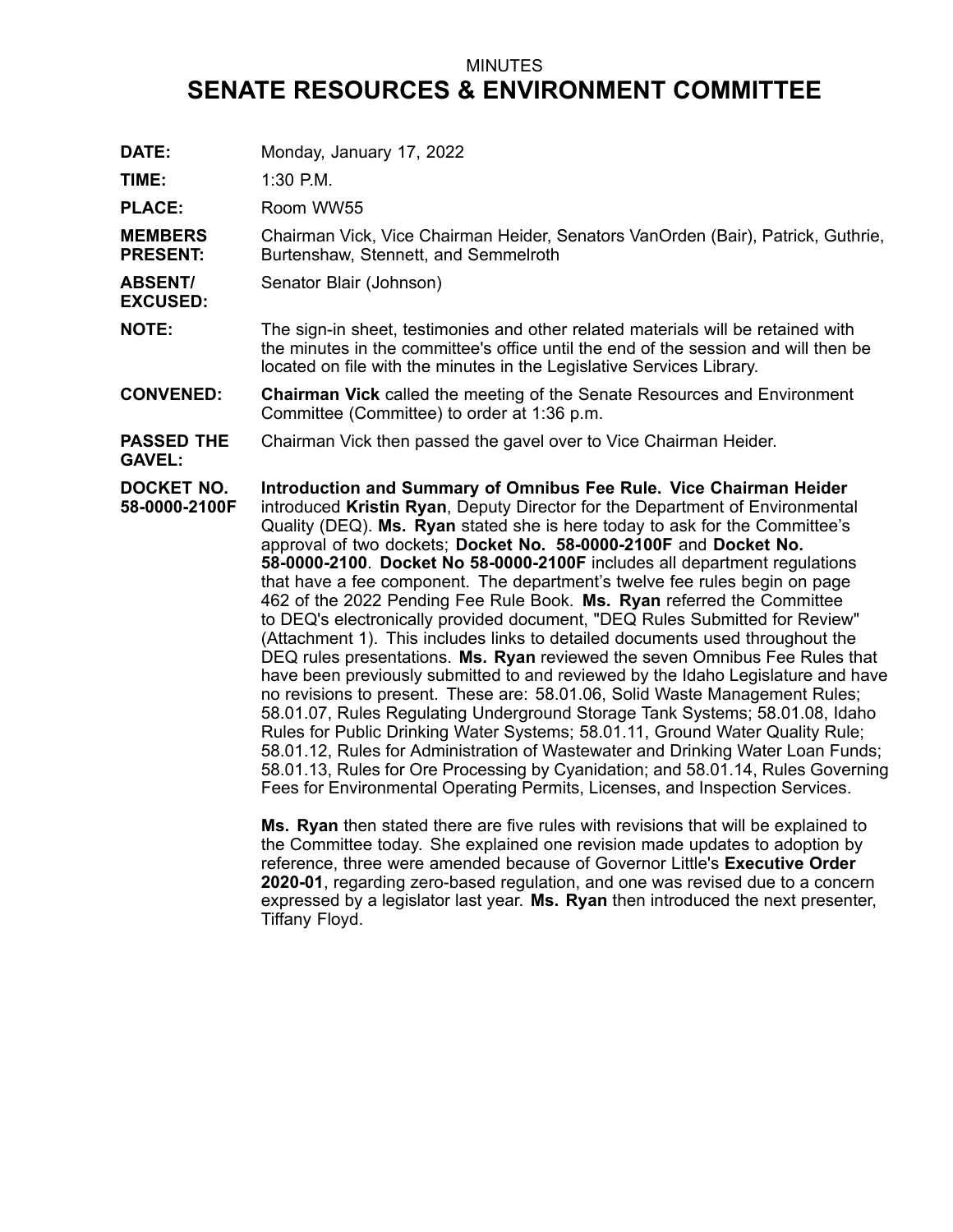MINUTES

# SENATE RESOURCES & ENVIRONMENT COMMITTEE

**DATE:** Monday, January 17, 2022

**TIME:** 1:30 P.M.

**PLACE:** Room WW55

**MEMBERS PRESENT:** Chairman Vick, Vice Chairman Heider, Senators VanOrden (Bair), Patrick, Guthrie, Burtenshaw, Stennett, and Semmelroth

**ABSENT/ EXCUSED:** Senator Blair (Johnson)

**NOTE:** The sign-in sheet, testimonies and other related materials will be retained with the minutes in the committee's office until the end of the session and will then be located on file with the minutes in the Legislative Services Library.

**CONVENED:** **Chairman Vick** called the meeting of the Senate Resources and Environment Committee (Committee) to order at 1:36 p.m.

**PASSED THE GAVEL:** Chairman Vick then passed the gavel over to Vice Chairman Heider.

**DOCKET NO. 58-0000-2100F** **Introduction and Summary of Omnibus Fee Rule. Vice Chairman Heider** introduced **Kristin Ryan**, Deputy Director for the Department of Environmental Quality (DEQ). **Ms. Ryan** stated she is here today to ask for the Committee's approval of two dockets; **Docket No. 58-0000-2100F** and **Docket No. 58-0000-2100**. **Docket No 58-0000-2100F** includes all department regulations that have a fee component. The department's twelve fee rules begin on page 462 of the 2022 Pending Fee Rule Book. **Ms. Ryan** referred the Committee to DEQ's electronically provided document, "DEQ Rules Submitted for Review" (Attachment 1). This includes links to detailed documents used throughout the DEQ rules presentations. **Ms. Ryan** reviewed the seven Omnibus Fee Rules that have been previously submitted to and reviewed by the Idaho Legislature and have no revisions to present. These are: 58.01.06, Solid Waste Management Rules; 58.01.07, Rules Regulating Underground Storage Tank Systems; 58.01.08, Idaho Rules for Public Drinking Water Systems; 58.01.11, Ground Water Quality Rule; 58.01.12, Rules for Administration of Wastewater and Drinking Water Loan Funds; 58.01.13, Rules for Ore Processing by Cyanidation; and 58.01.14, Rules Governing Fees for Environmental Operating Permits, Licenses, and Inspection Services.

**Ms. Ryan** then stated there are five rules with revisions that will be explained to the Committee today. She explained one revision made updates to adoption by reference, three were amended because of Governor Little's **Executive Order 2020-01**, regarding zero-based regulation, and one was revised due to a concern expressed by a legislator last year. **Ms. Ryan** then introduced the next presenter, Tiffany Floyd.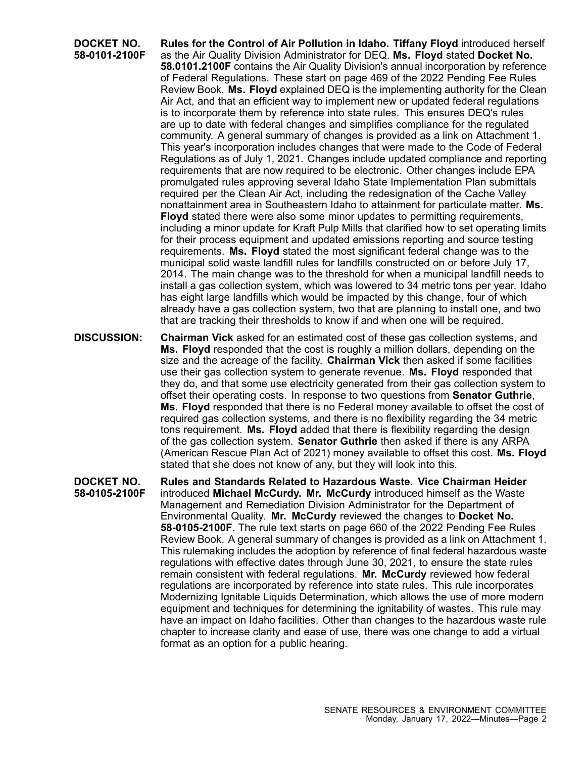**DOCKET NO. 58-0101-2100F**

**Rules for the Control of Air Pollution in Idaho. Tiffany Floyd** introduced herself as the Air Quality Division Administrator for DEQ. **Ms. Floyd** stated **Docket No. 58.0101.2100F** contains the Air Quality Division's annual incorporation by reference of Federal Regulations. These start on page 469 of the 2022 Pending Fee Rules Review Book. **Ms. Floyd** explained DEQ is the implementing authority for the Clean Air Act, and that an efficient way to implement new or updated federal regulations is to incorporate them by reference into state rules. This ensures DEQ's rules are up to date with federal changes and simplifies compliance for the regulated community. A general summary of changes is provided as a link on Attachment 1. This year's incorporation includes changes that were made to the Code of Federal Regulations as of July 1, 2021. Changes include updated compliance and reporting requirements that are now required to be electronic. Other changes include EPA promulgated rules approving several Idaho State Implementation Plan submittals required per the Clean Air Act, including the redesignation of the Cache Valley nonattainment area in Southeastern Idaho to attainment for particulate matter. **Ms. Floyd** stated there were also some minor updates to permitting requirements, including a minor update for Kraft Pulp Mills that clarified how to set operating limits for their process equipment and updated emissions reporting and source testing requirements. **Ms. Floyd** stated the most significant federal change was to the municipal solid waste landfill rules for landfills constructed on or before July 17, 2014. The main change was to the threshold for when a municipal landfill needs to install a gas collection system, which was lowered to 34 metric tons per year. Idaho has eight large landfills which would be impacted by this change, four of which already have a gas collection system, two that are planning to install one, and two that are tracking their thresholds to know if and when one will be required.

**DISCUSSION:**

**Chairman Vick** asked for an estimated cost of these gas collection systems, and **Ms. Floyd** responded that the cost is roughly a million dollars, depending on the size and the acreage of the facility. **Chairman Vick** then asked if some facilities use their gas collection system to generate revenue. **Ms. Floyd** responded that they do, and that some use electricity generated from their gas collection system to offset their operating costs. In response to two questions from **Senator Guthrie**, **Ms. Floyd** responded that there is no Federal money available to offset the cost of required gas collection systems, and there is no flexibility regarding the 34 metric tons requirement. **Ms. Floyd** added that there is flexibility regarding the design of the gas collection system. **Senator Guthrie** then asked if there is any ARPA (American Rescue Plan Act of 2021) money available to offset this cost. **Ms. Floyd** stated that she does not know of any, but they will look into this.

**DOCKET NO. 58-0105-2100F**

**Rules and Standards Related to Hazardous Waste**. **Vice Chairman Heider** introduced **Michael McCurdy. Mr. McCurdy** introduced himself as the Waste Management and Remediation Division Administrator for the Department of Environmental Quality. **Mr. McCurdy** reviewed the changes to **Docket No. 58-0105-2100F**. The rule text starts on page 660 of the 2022 Pending Fee Rules Review Book. A general summary of changes is provided as a link on Attachment 1. This rulemaking includes the adoption by reference of final federal hazardous waste regulations with effective dates through June 30, 2021, to ensure the state rules remain consistent with federal regulations. **Mr. McCurdy** reviewed how federal regulations are incorporated by reference into state rules. This rule incorporates Modernizing Ignitable Liquids Determination, which allows the use of more modern equipment and techniques for determining the ignitability of wastes. This rule may have an impact on Idaho facilities. Other than changes to the hazardous waste rule chapter to increase clarity and ease of use, there was one change to add a virtual format as an option for a public hearing.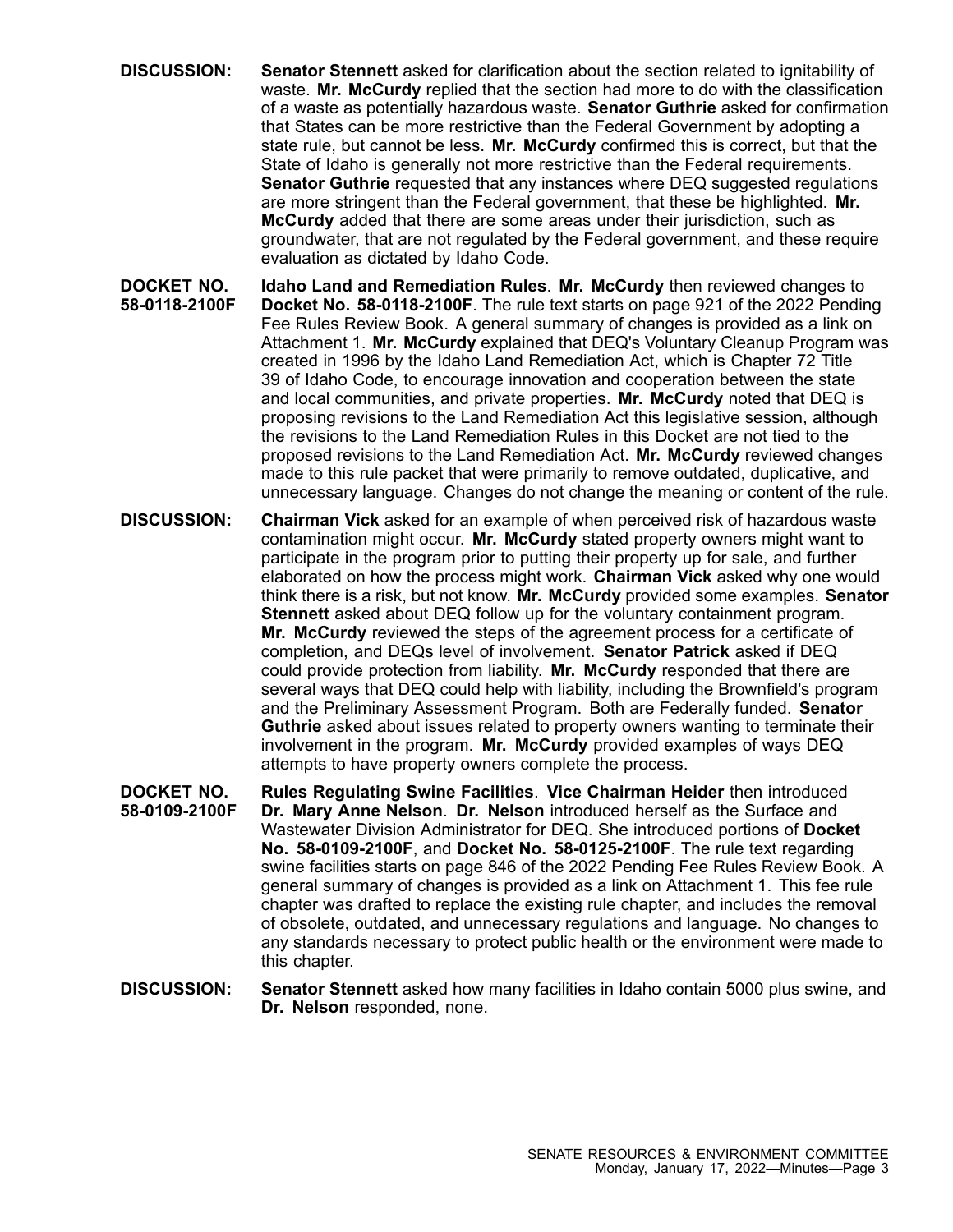**DISCUSSION:** **Senator Stennett** asked for clarification about the section related to ignitability of waste. **Mr. McCurdy** replied that the section had more to do with the classification of a waste as potentially hazardous waste. **Senator Guthrie** asked for confirmation that States can be more restrictive than the Federal Government by adopting a state rule, but cannot be less. **Mr. McCurdy** confirmed this is correct, but that the State of Idaho is generally not more restrictive than the Federal requirements. **Senator Guthrie** requested that any instances where DEQ suggested regulations are more stringent than the Federal government, that these be highlighted. **Mr. McCurdy** added that there are some areas under their jurisdiction, such as groundwater, that are not regulated by the Federal government, and these require evaluation as dictated by Idaho Code.

**DOCKET NO. 58-0118-2100F** **Idaho Land and Remediation Rules**. **Mr. McCurdy** then reviewed changes to **Docket No. 58-0118-2100F**. The rule text starts on page 921 of the 2022 Pending Fee Rules Review Book. A general summary of changes is provided as a link on Attachment 1. **Mr. McCurdy** explained that DEQ's Voluntary Cleanup Program was created in 1996 by the Idaho Land Remediation Act, which is Chapter 72 Title 39 of Idaho Code, to encourage innovation and cooperation between the state and local communities, and private properties. **Mr. McCurdy** noted that DEQ is proposing revisions to the Land Remediation Act this legislative session, although the revisions to the Land Remediation Rules in this Docket are not tied to the proposed revisions to the Land Remediation Act. **Mr. McCurdy** reviewed changes made to this rule packet that were primarily to remove outdated, duplicative, and unnecessary language. Changes do not change the meaning or content of the rule.

**DISCUSSION:** **Chairman Vick** asked for an example of when perceived risk of hazardous waste contamination might occur. **Mr. McCurdy** stated property owners might want to participate in the program prior to putting their property up for sale, and further elaborated on how the process might work. **Chairman Vick** asked why one would think there is a risk, but not know. **Mr. McCurdy** provided some examples. **Senator Stennett** asked about DEQ follow up for the voluntary containment program. **Mr. McCurdy** reviewed the steps of the agreement process for a certificate of completion, and DEQs level of involvement. **Senator Patrick** asked if DEQ could provide protection from liability. **Mr. McCurdy** responded that there are several ways that DEQ could help with liability, including the Brownfield's program and the Preliminary Assessment Program. Both are Federally funded. **Senator Guthrie** asked about issues related to property owners wanting to terminate their involvement in the program. **Mr. McCurdy** provided examples of ways DEQ attempts to have property owners complete the process.

**DOCKET NO. 58-0109-2100F** **Rules Regulating Swine Facilities**. **Vice Chairman Heider** then introduced **Dr. Mary Anne Nelson**. **Dr. Nelson** introduced herself as the Surface and Wastewater Division Administrator for DEQ. She introduced portions of **Docket No. 58-0109-2100F**, and **Docket No. 58-0125-2100F**. The rule text regarding swine facilities starts on page 846 of the 2022 Pending Fee Rules Review Book. A general summary of changes is provided as a link on Attachment 1. This fee rule chapter was drafted to replace the existing rule chapter, and includes the removal of obsolete, outdated, and unnecessary regulations and language. No changes to any standards necessary to protect public health or the environment were made to this chapter.

**DISCUSSION:** **Senator Stennett** asked how many facilities in Idaho contain 5000 plus swine, and **Dr. Nelson** responded, none.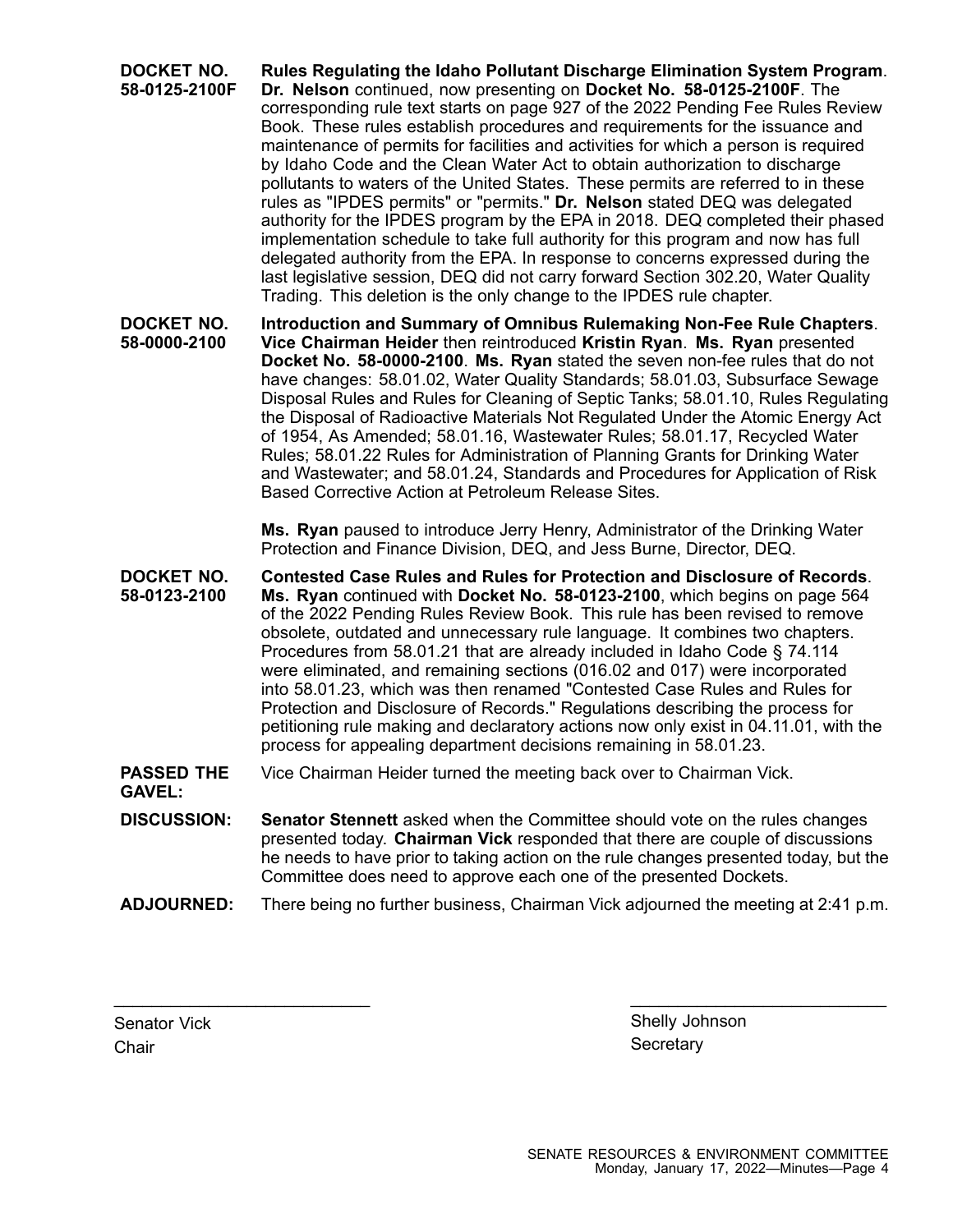**DOCKET NO. 58-0125-2100F**

**Rules Regulating the Idaho Pollutant Discharge Elimination System Program**. **Dr. Nelson** continued, now presenting on **Docket No. 58-0125-2100F**. The corresponding rule text starts on page 927 of the 2022 Pending Fee Rules Review Book. These rules establish procedures and requirements for the issuance and maintenance of permits for facilities and activities for which a person is required by Idaho Code and the Clean Water Act to obtain authorization to discharge pollutants to waters of the United States. These permits are referred to in these rules as "IPDES permits" or "permits." **Dr. Nelson** stated DEQ was delegated authority for the IPDES program by the EPA in 2018. DEQ completed their phased implementation schedule to take full authority for this program and now has full delegated authority from the EPA. In response to concerns expressed during the last legislative session, DEQ did not carry forward Section 302.20, Water Quality Trading. This deletion is the only change to the IPDES rule chapter.

**DOCKET NO. 58-0000-2100**

**Introduction and Summary of Omnibus Rulemaking Non-Fee Rule Chapters**. **Vice Chairman Heider** then reintroduced **Kristin Ryan**. **Ms. Ryan** presented **Docket No. 58-0000-2100**. **Ms. Ryan** stated the seven non-fee rules that do not have changes: 58.01.02, Water Quality Standards; 58.01.03, Subsurface Sewage Disposal Rules and Rules for Cleaning of Septic Tanks; 58.01.10, Rules Regulating the Disposal of Radioactive Materials Not Regulated Under the Atomic Energy Act of 1954, As Amended; 58.01.16, Wastewater Rules; 58.01.17, Recycled Water Rules; 58.01.22 Rules for Administration of Planning Grants for Drinking Water and Wastewater; and 58.01.24, Standards and Procedures for Application of Risk Based Corrective Action at Petroleum Release Sites.

**Ms. Ryan** paused to introduce Jerry Henry, Administrator of the Drinking Water Protection and Finance Division, DEQ, and Jess Burne, Director, DEQ.

**DOCKET NO. 58-0123-2100**

**Contested Case Rules and Rules for Protection and Disclosure of Records**. **Ms. Ryan** continued with **Docket No. 58-0123-2100**, which begins on page 564 of the 2022 Pending Rules Review Book. This rule has been revised to remove obsolete, outdated and unnecessary rule language. It combines two chapters. Procedures from 58.01.21 that are already included in Idaho Code § 74.114 were eliminated, and remaining sections (016.02 and 017) were incorporated into 58.01.23, which was then renamed "Contested Case Rules and Rules for Protection and Disclosure of Records." Regulations describing the process for petitioning rule making and declaratory actions now only exist in 04.11.01, with the process for appealing department decisions remaining in 58.01.23.

**PASSED THE GAVEL:** Vice Chairman Heider turned the meeting back over to Chairman Vick.

**DISCUSSION:** **Senator Stennett** asked when the Committee should vote on the rules changes presented today. **Chairman Vick** responded that there are couple of discussions he needs to have prior to taking action on the rule changes presented today, but the Committee does need to approve each one of the presented Dockets.

**ADJOURNED:** There being no further business, Chairman Vick adjourned the meeting at 2:41 p.m.

___________________________ ___________________________

Senator Vick
Chair

Shelly Johnson
Secretary